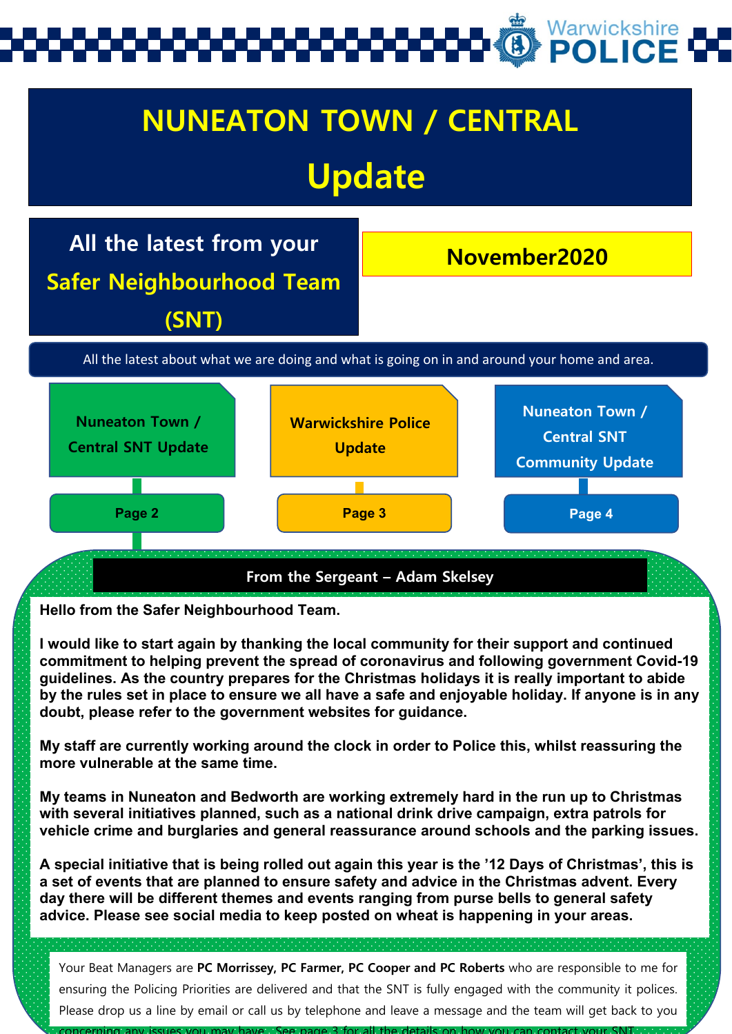Warwickshire POLICE

# NUNEATON TOWN / CENTRAL

# Update

## All the latest from your Safer Neighbourhood Team (SNT)

**November2020**

All the latest about what we are doing and what is going on in and around your home and area.

| Nuneaton Town / Central SNT Update | Warwickshire Police Update | Nuneaton Town / Central SNT Community Update |
|---|---|---|
| Page 2 | Page 3 | Page 4 |

## From the Sergeant – Adam Skelsey

**Hello from the Safer Neighbourhood Team.**

**I would like to start again by thanking the local community for their support and continued commitment to helping prevent the spread of coronavirus and following government Covid-19 guidelines. As the country prepares for the Christmas holidays it is really important to abide by the rules set in place to ensure we all have a safe and enjoyable holiday. If anyone is in any doubt, please refer to the government websites for guidance.**

**My staff are currently working around the clock in order to Police this, whilst reassuring the more vulnerable at the same time.**

**My teams in Nuneaton and Bedworth are working extremely hard in the run up to Christmas with several initiatives planned, such as a national drink drive campaign, extra patrols for vehicle crime and burglaries and general reassurance around schools and the parking issues.**

**A special initiative that is being rolled out again this year is the '12 Days of Christmas', this is a set of events that are planned to ensure safety and advice in the Christmas advent. Every day there will be different themes and events ranging from purse bells to general safety advice. Please see social media to keep posted on wheat is happening in your areas.**

Your Beat Managers are **PC Morrissey, PC Farmer, PC Cooper and PC Roberts** who are responsible to me for ensuring the Policing Priorities are delivered and that the SNT is fully engaged with the community it polices. Please drop us a line by email or call us by telephone and leave a message and the team will get back to you concerning any issues you may have. See page 3 for all the details on how you can contact your SNT.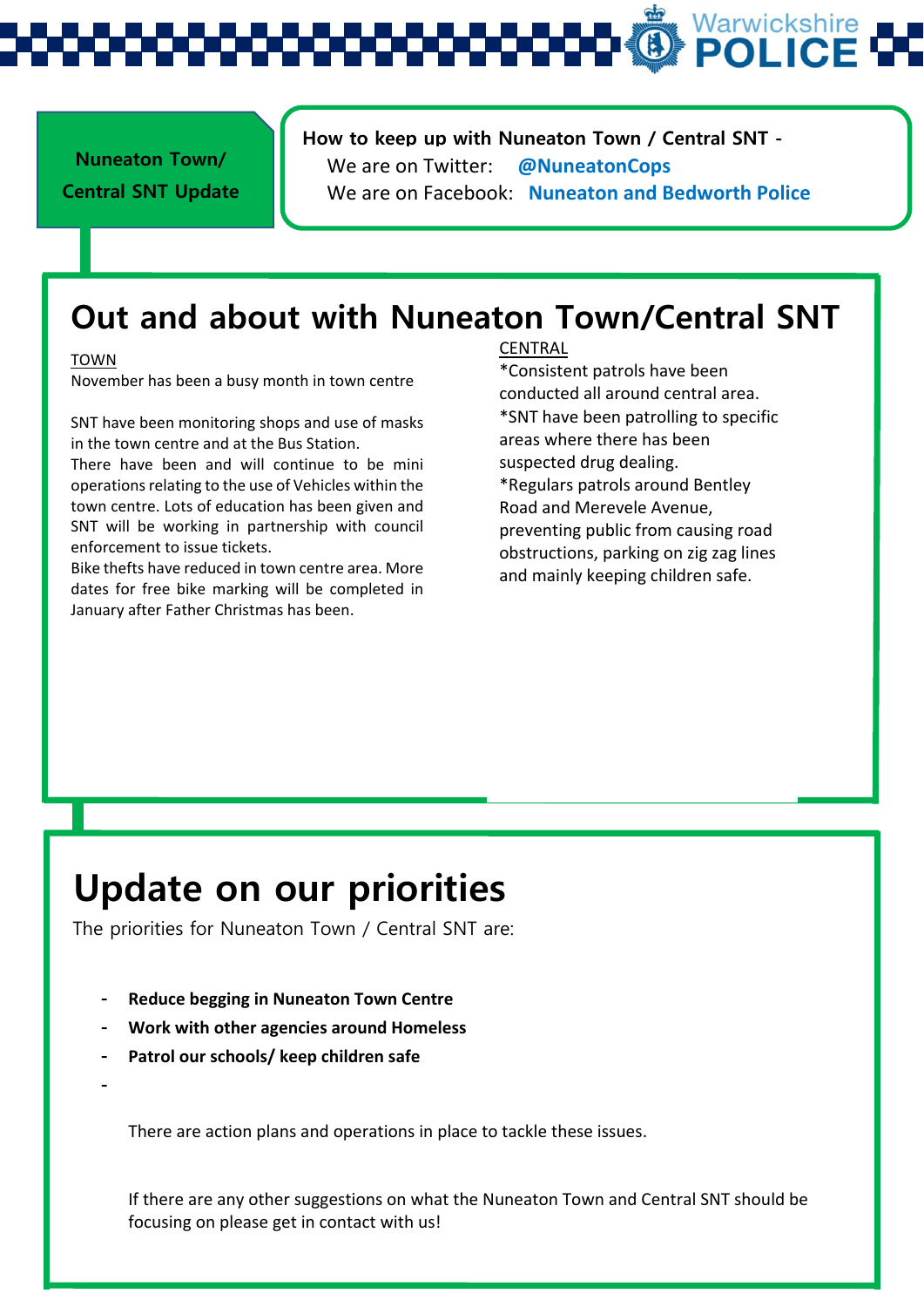**Nuneaton Town/ Central SNT Update**

**How to keep up with Nuneaton Town / Central SNT -**
We are on Twitter: **@NuneatonCops**
We are on Facebook: **Nuneaton and Bedworth Police**

# Out and about with Nuneaton Town/Central SNT

TOWN

November has been a busy month in town centre

SNT have been monitoring shops and use of masks in the town centre and at the Bus Station.
There have been and will continue to be mini operations relating to the use of Vehicles within the town centre. Lots of education has been given and SNT will be working in partnership with council enforcement to issue tickets.
Bike thefts have reduced in town centre area. More dates for free bike marking will be completed in January after Father Christmas has been.

CENTRAL

*Consistent patrols have been conducted all around central area.
*SNT have been patrolling to specific areas where there has been suspected drug dealing.
*Regulars patrols around Bentley Road and Merevele Avenue, preventing public from causing road obstructions, parking on zig zag lines and mainly keeping children safe.

# Update on our priorities

The priorities for Nuneaton Town / Central SNT are:

- **Reduce begging in Nuneaton Town Centre**
- **Work with other agencies around Homeless**
- **Patrol our schools/ keep children safe**
-

There are action plans and operations in place to tackle these issues.

If there are any other suggestions on what the Nuneaton Town and Central SNT should be focusing on please get in contact with us!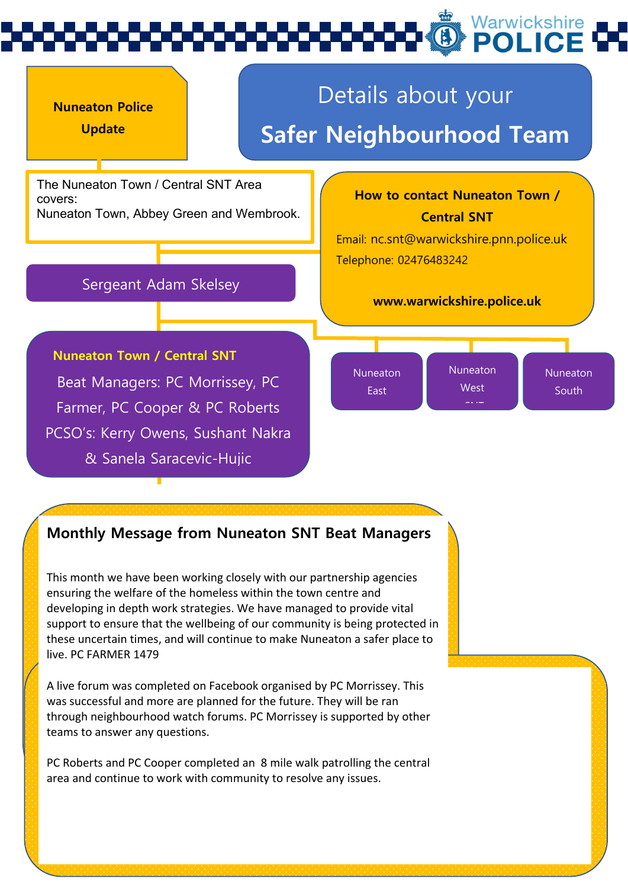Warwickshire POLICE

**Nuneaton Police Update**

# Details about your Safer Neighbourhood Team

The Nuneaton Town / Central SNT Area covers:
Nuneaton Town, Abbey Green and Wembrook.

**How to contact Nuneaton Town / Central SNT**

Email: nc.snt@warwickshire.pnn.police.uk
Telephone: 02476483242

**www.warwickshire.police.uk**

Sergeant Adam Skelsey

**Nuneaton Town / Central SNT**

Beat Managers: PC Morrissey, PC Farmer, PC Cooper & PC Roberts
PCSO's: Kerry Owens, Sushant Nakra & Sanela Saracevic-Hujic

- Nuneaton East
- Nuneaton West
- Nuneaton South

## Monthly Message from Nuneaton SNT Beat Managers

This month we have been working closely with our partnership agencies ensuring the welfare of the homeless within the town centre and developing in depth work strategies. We have managed to provide vital support to ensure that the wellbeing of our community is being protected in these uncertain times, and will continue to make Nuneaton a safer place to live. PC FARMER 1479

A live forum was completed on Facebook organised by PC Morrissey. This was successful and more are planned for the future. They will be ran through neighbourhood watch forums. PC Morrissey is supported by other teams to answer any questions.

PC Roberts and PC Cooper completed an 8 mile walk patrolling the central area and continue to work with community to resolve any issues.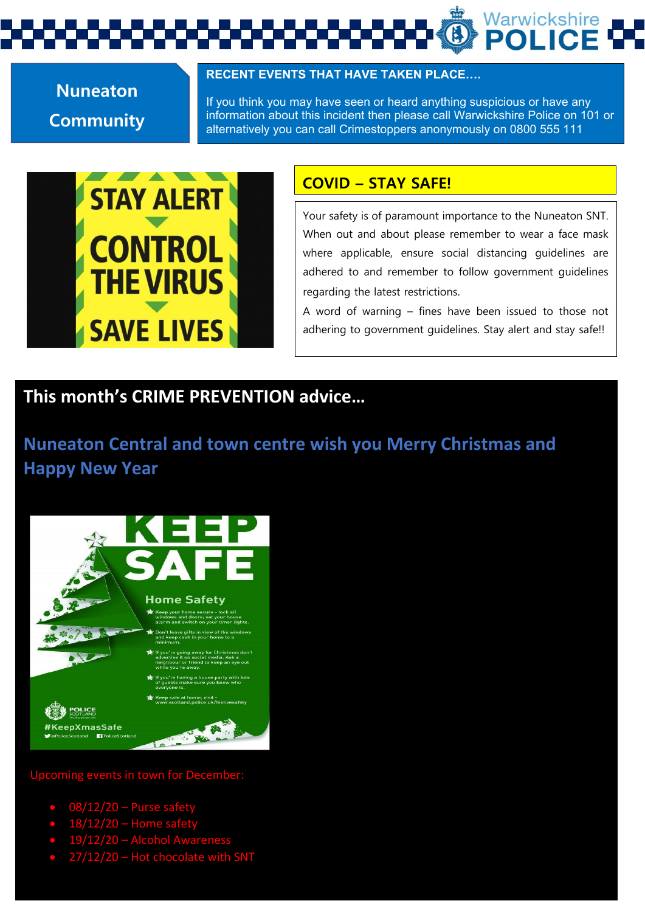Warwickshire POLICE

## Nuneaton Community

**RECENT EVENTS THAT HAVE TAKEN PLACE….**

If you think you may have seen or heard anything suspicious or have any information about this incident then please call Warwickshire Police on 101 or alternatively you can call Crimestoppers anonymously on 0800 555 111

STAY ALERT

CONTROL THE VIRUS

SAVE LIVES

## COVID – STAY SAFE!

Your safety is of paramount importance to the Nuneaton SNT. When out and about please remember to wear a face mask where applicable, ensure social distancing guidelines are adhered to and remember to follow government guidelines regarding the latest restrictions.

A word of warning – fines have been issued to those not adhering to government guidelines. Stay alert and stay safe!!

## This month's CRIME PREVENTION advice…

### Nuneaton Central and town centre wish you Merry Christmas and Happy New Year

KEEP SAFE

Home Safety

- Keep your home secure - lock all windows and doors; set your house alarm and switch on your timer lights.
- Don't leave gifts in view of the windows and keep cash in your home to a minimum.
- If you're going away for Christmas don't advertise it on social media. Ask a neighbour or friend to keep an eye out while you're away.
- If you're having a house party with lots of guests make sure you know who everyone is.
- Keep safe at home, visit - www.scotland.police.uk/festivesafety

POLICE SCOTLAND

#KeepXmasSafe

@PoliceScotland PoliceScotland

Upcoming events in town for December:

- 08/12/20 – Purse safety
- 18/12/20 – Home safety
- 19/12/20 – Alcohol Awareness
- 27/12/20 – Hot chocolate with SNT